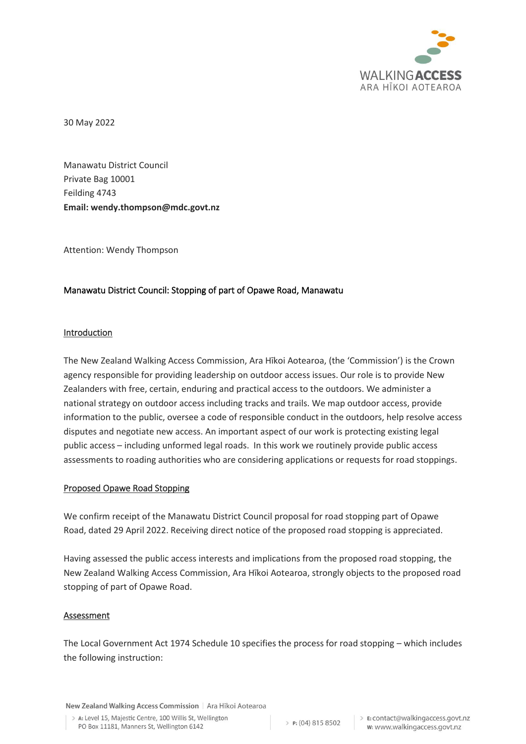30 May 2022

Manawatu District Council
Private Bag 10001
Feilding 4743
**Email: wendy.thompson@mdc.govt.nz**

Attention: Wendy Thompson

Manawatu District Council: Stopping of part of Opawe Road, Manawatu

## Introduction

The New Zealand Walking Access Commission, Ara Hīkoi Aotearoa, (the 'Commission') is the Crown agency responsible for providing leadership on outdoor access issues. Our role is to provide New Zealanders with free, certain, enduring and practical access to the outdoors. We administer a national strategy on outdoor access including tracks and trails. We map outdoor access, provide information to the public, oversee a code of responsible conduct in the outdoors, help resolve access disputes and negotiate new access. An important aspect of our work is protecting existing legal public access – including unformed legal roads. In this work we routinely provide public access assessments to roading authorities who are considering applications or requests for road stoppings.

## Proposed Opawe Road Stopping

We confirm receipt of the Manawatu District Council proposal for road stopping part of Opawe Road, dated 29 April 2022. Receiving direct notice of the proposed road stopping is appreciated.

Having assessed the public access interests and implications from the proposed road stopping, the New Zealand Walking Access Commission, Ara Hīkoi Aotearoa, strongly objects to the proposed road stopping of part of Opawe Road.

## Assessment

The Local Government Act 1974 Schedule 10 specifies the process for road stopping – which includes the following instruction: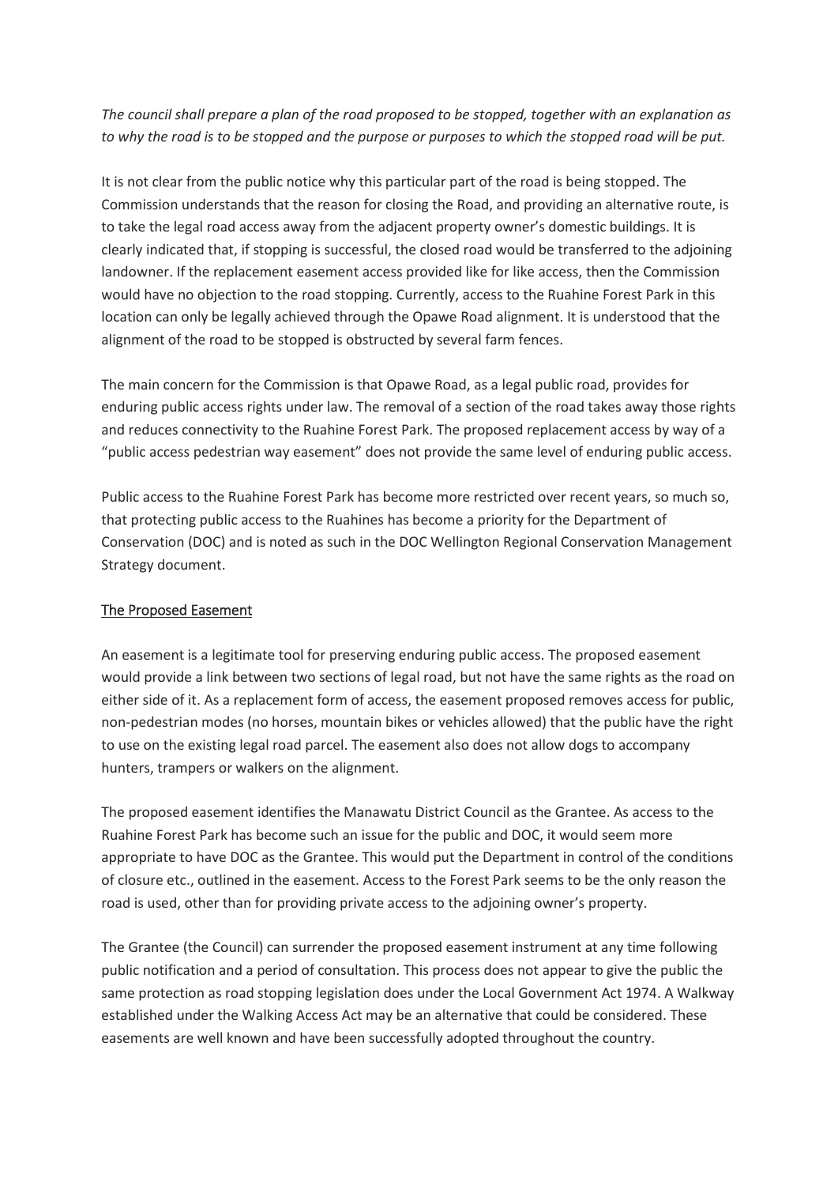*The council shall prepare a plan of the road proposed to be stopped, together with an explanation as to why the road is to be stopped and the purpose or purposes to which the stopped road will be put.*

It is not clear from the public notice why this particular part of the road is being stopped. The Commission understands that the reason for closing the Road, and providing an alternative route, is to take the legal road access away from the adjacent property owner's domestic buildings. It is clearly indicated that, if stopping is successful, the closed road would be transferred to the adjoining landowner. If the replacement easement access provided like for like access, then the Commission would have no objection to the road stopping. Currently, access to the Ruahine Forest Park in this location can only be legally achieved through the Opawe Road alignment. It is understood that the alignment of the road to be stopped is obstructed by several farm fences.

The main concern for the Commission is that Opawe Road, as a legal public road, provides for enduring public access rights under law. The removal of a section of the road takes away those rights and reduces connectivity to the Ruahine Forest Park. The proposed replacement access by way of a "public access pedestrian way easement" does not provide the same level of enduring public access.

Public access to the Ruahine Forest Park has become more restricted over recent years, so much so, that protecting public access to the Ruahines has become a priority for the Department of Conservation (DOC) and is noted as such in the DOC Wellington Regional Conservation Management Strategy document.

## The Proposed Easement

An easement is a legitimate tool for preserving enduring public access. The proposed easement would provide a link between two sections of legal road, but not have the same rights as the road on either side of it. As a replacement form of access, the easement proposed removes access for public, non-pedestrian modes (no horses, mountain bikes or vehicles allowed) that the public have the right to use on the existing legal road parcel. The easement also does not allow dogs to accompany hunters, trampers or walkers on the alignment.

The proposed easement identifies the Manawatu District Council as the Grantee. As access to the Ruahine Forest Park has become such an issue for the public and DOC, it would seem more appropriate to have DOC as the Grantee. This would put the Department in control of the conditions of closure etc., outlined in the easement. Access to the Forest Park seems to be the only reason the road is used, other than for providing private access to the adjoining owner's property.

The Grantee (the Council) can surrender the proposed easement instrument at any time following public notification and a period of consultation. This process does not appear to give the public the same protection as road stopping legislation does under the Local Government Act 1974. A Walkway established under the Walking Access Act may be an alternative that could be considered. These easements are well known and have been successfully adopted throughout the country.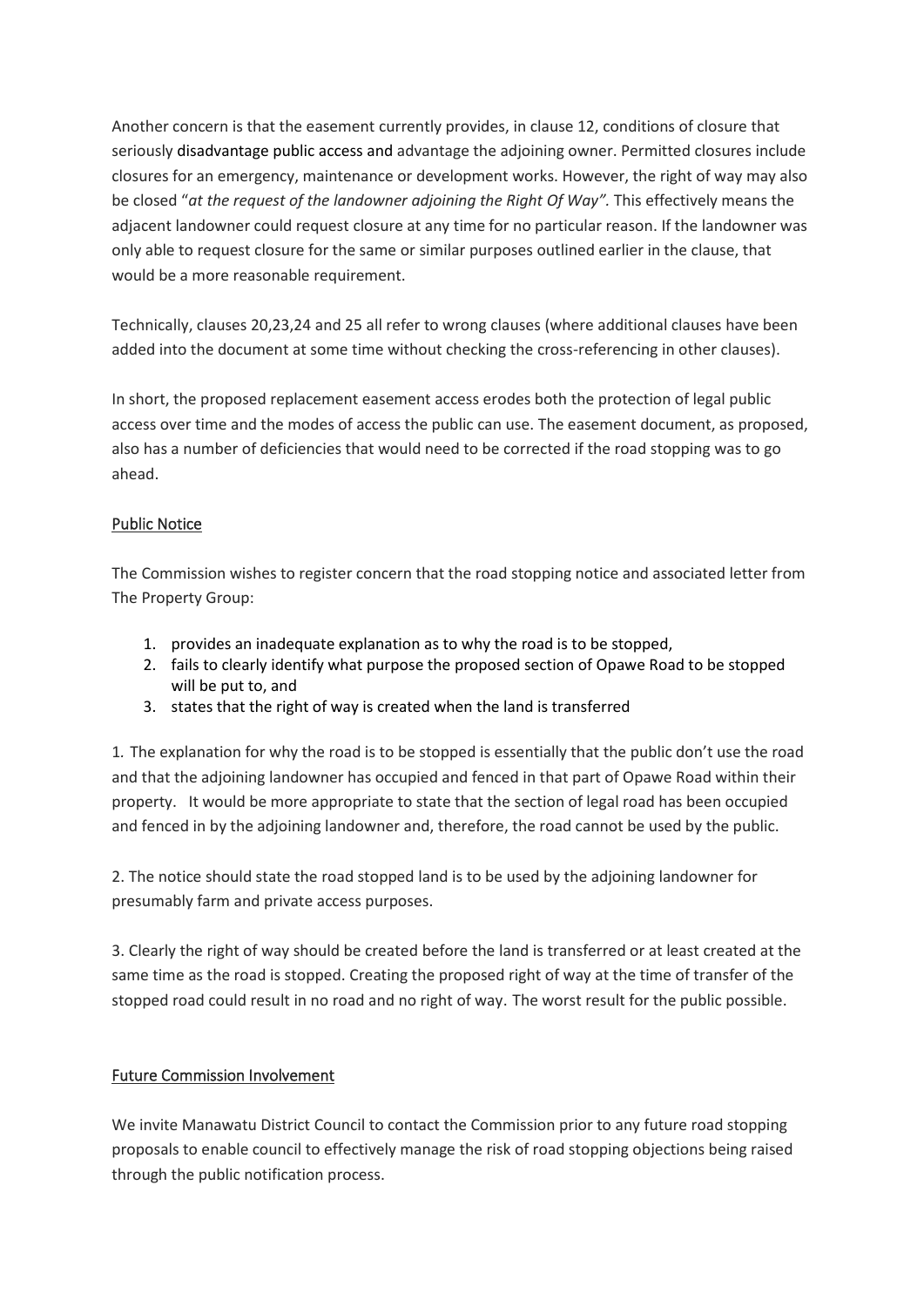Another concern is that the easement currently provides, in clause 12, conditions of closure that seriously disadvantage public access and advantage the adjoining owner. Permitted closures include closures for an emergency, maintenance or development works. However, the right of way may also be closed "*at the request of the landowner adjoining the Right Of Way".* This effectively means the adjacent landowner could request closure at any time for no particular reason. If the landowner was only able to request closure for the same or similar purposes outlined earlier in the clause, that would be a more reasonable requirement.

Technically, clauses 20,23,24 and 25 all refer to wrong clauses (where additional clauses have been added into the document at some time without checking the cross-referencing in other clauses).

In short, the proposed replacement easement access erodes both the protection of legal public access over time and the modes of access the public can use. The easement document, as proposed, also has a number of deficiencies that would need to be corrected if the road stopping was to go ahead.

## Public Notice

The Commission wishes to register concern that the road stopping notice and associated letter from The Property Group:

1. provides an inadequate explanation as to why the road is to be stopped,
2. fails to clearly identify what purpose the proposed section of Opawe Road to be stopped will be put to, and
3. states that the right of way is created when the land is transferred

1. The explanation for why the road is to be stopped is essentially that the public don't use the road and that the adjoining landowner has occupied and fenced in that part of Opawe Road within their property. It would be more appropriate to state that the section of legal road has been occupied and fenced in by the adjoining landowner and, therefore, the road cannot be used by the public.

2. The notice should state the road stopped land is to be used by the adjoining landowner for presumably farm and private access purposes.

3. Clearly the right of way should be created before the land is transferred or at least created at the same time as the road is stopped. Creating the proposed right of way at the time of transfer of the stopped road could result in no road and no right of way. The worst result for the public possible.

## Future Commission Involvement

We invite Manawatu District Council to contact the Commission prior to any future road stopping proposals to enable council to effectively manage the risk of road stopping objections being raised through the public notification process.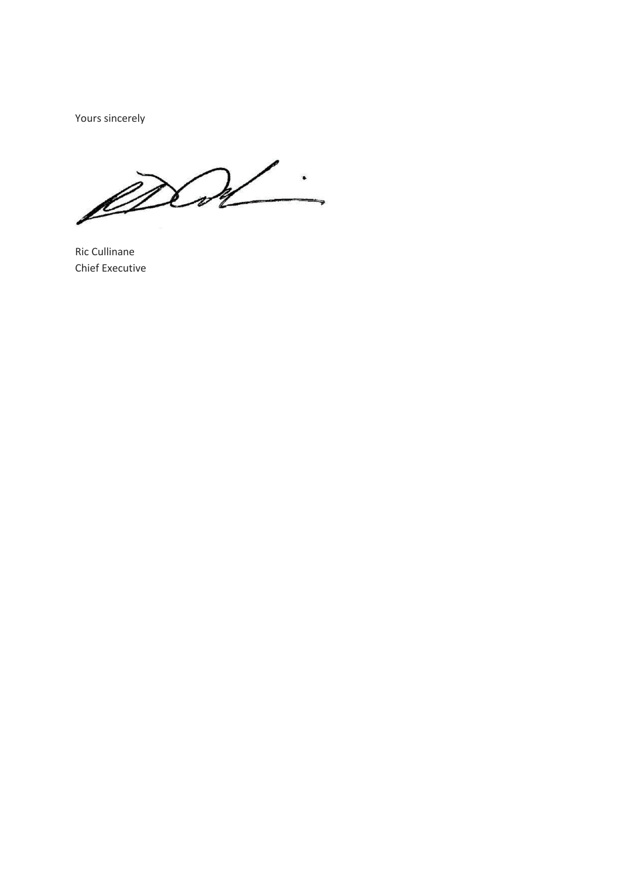Yours sincerely

Ric Cullinane
Chief Executive